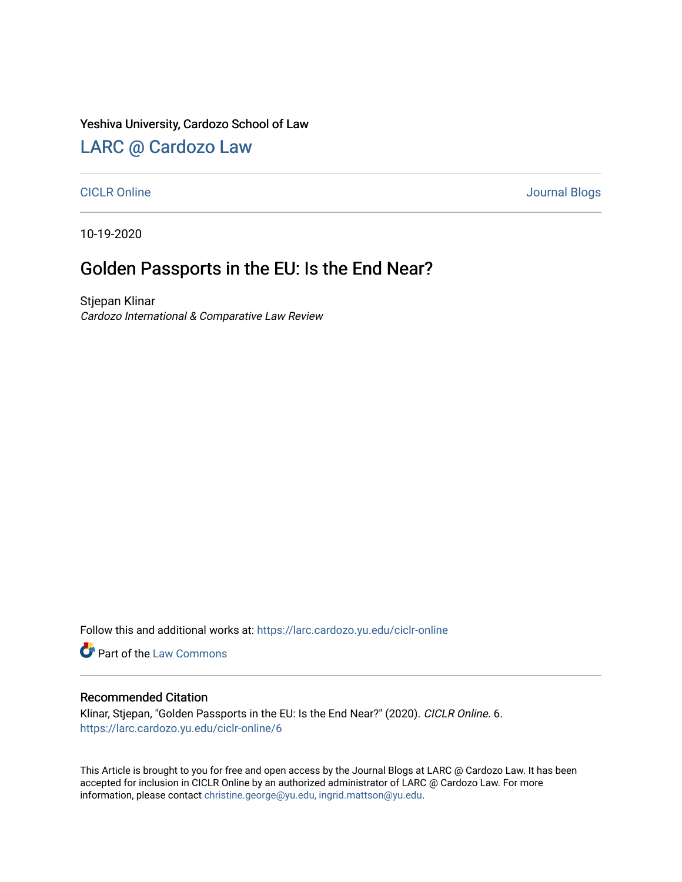Yeshiva University, Cardozo School of Law

## LARC @ Cardozo Law

CICLR Online | Journal Blogs

10-19-2020

# Golden Passports in the EU: Is the End Near?

Stjepan Klinar
*Cardozo International & Comparative Law Review*

Follow this and additional works at: https://larc.cardozo.yu.edu/ciclr-online

Part of the Law Commons

### Recommended Citation

Klinar, Stjepan, "Golden Passports in the EU: Is the End Near?" (2020). *CICLR Online*. 6.
https://larc.cardozo.yu.edu/ciclr-online/6

This Article is brought to you for free and open access by the Journal Blogs at LARC @ Cardozo Law. It has been accepted for inclusion in CICLR Online by an authorized administrator of LARC @ Cardozo Law. For more information, please contact christine.george@yu.edu, ingrid.mattson@yu.edu.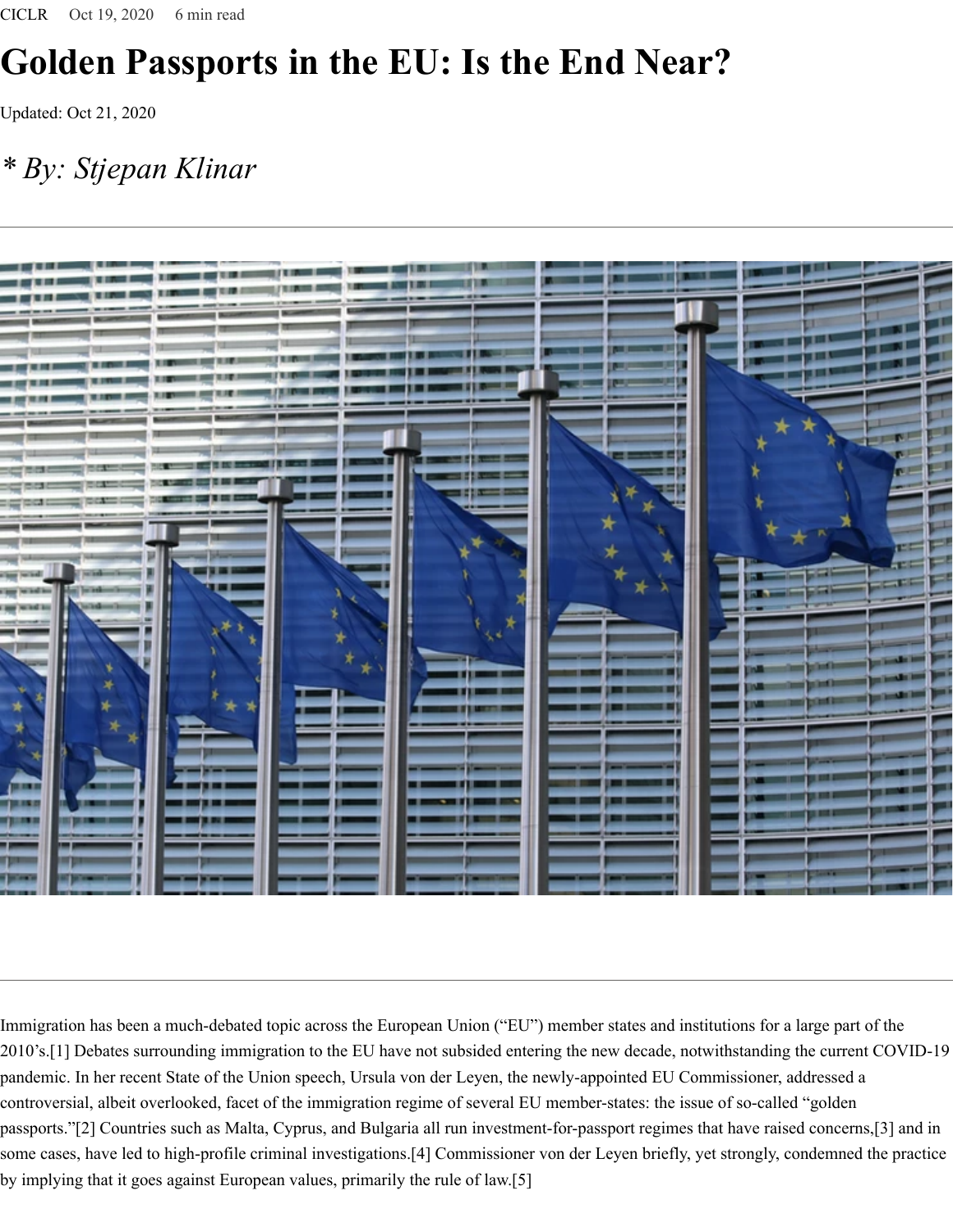CICLR Oct 19, 2020 6 min read

# Golden Passports in the EU: Is the End Near?

Updated: Oct 21, 2020

## *\* By: Stjepan Klinar*

---

Immigration has been a much-debated topic across the European Union ("EU") member states and institutions for a large part of the 2010's.[1] Debates surrounding immigration to the EU have not subsided entering the new decade, notwithstanding the current COVID-19 pandemic. In her recent State of the Union speech, Ursula von der Leyen, the newly-appointed EU Commissioner, addressed a controversial, albeit overlooked, facet of the immigration regime of several EU member-states: the issue of so-called "golden passports."[2] Countries such as Malta, Cyprus, and Bulgaria all run investment-for-passport regimes that have raised concerns,[3] and in some cases, have led to high-profile criminal investigations.[4] Commissioner von der Leyen briefly, yet strongly, condemned the practice by implying that it goes against European values, primarily the rule of law.[5]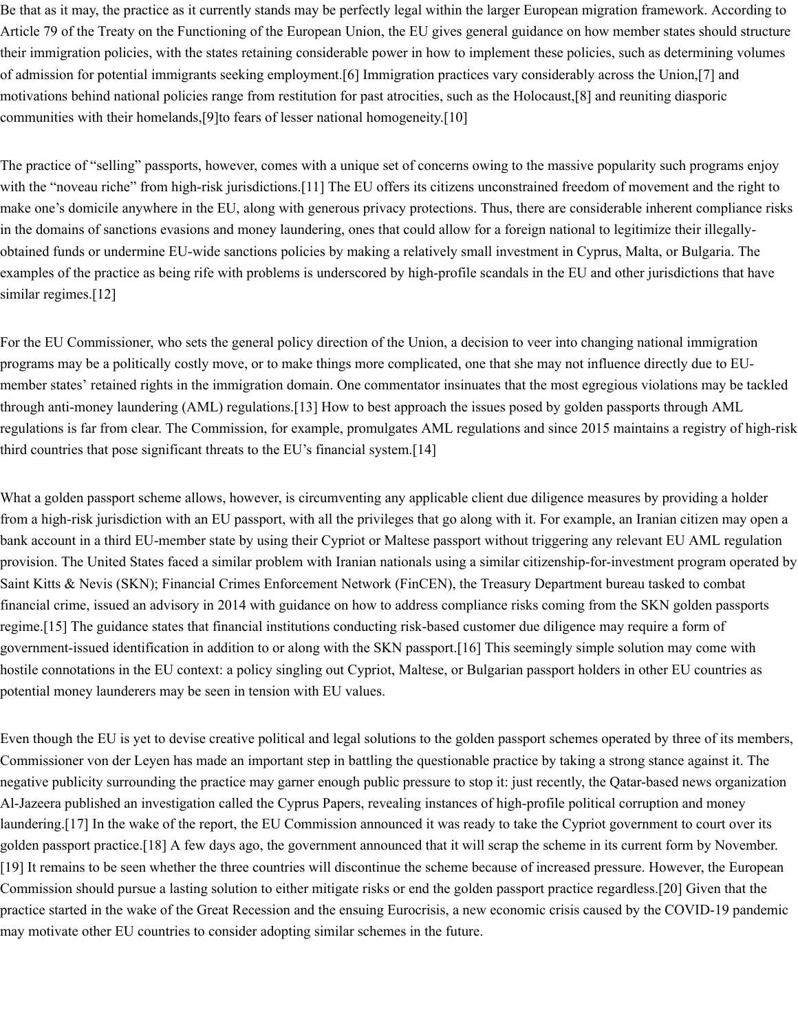Be that as it may, the practice as it currently stands may be perfectly legal within the larger European migration framework. According to Article 79 of the Treaty on the Functioning of the European Union, the EU gives general guidance on how member states should structure their immigration policies, with the states retaining considerable power in how to implement these policies, such as determining volumes of admission for potential immigrants seeking employment.[6] Immigration practices vary considerably across the Union,[7] and motivations behind national policies range from restitution for past atrocities, such as the Holocaust,[8] and reuniting diasporic communities with their homelands,[9]to fears of lesser national homogeneity.[10]

The practice of "selling" passports, however, comes with a unique set of concerns owing to the massive popularity such programs enjoy with the "noveau riche" from high-risk jurisdictions.[11] The EU offers its citizens unconstrained freedom of movement and the right to make one's domicile anywhere in the EU, along with generous privacy protections. Thus, there are considerable inherent compliance risks in the domains of sanctions evasions and money laundering, ones that could allow for a foreign national to legitimize their illegally-obtained funds or undermine EU-wide sanctions policies by making a relatively small investment in Cyprus, Malta, or Bulgaria. The examples of the practice as being rife with problems is underscored by high-profile scandals in the EU and other jurisdictions that have similar regimes.[12]

For the EU Commissioner, who sets the general policy direction of the Union, a decision to veer into changing national immigration programs may be a politically costly move, or to make things more complicated, one that she may not influence directly due to EU-member states' retained rights in the immigration domain. One commentator insinuates that the most egregious violations may be tackled through anti-money laundering (AML) regulations.[13] How to best approach the issues posed by golden passports through AML regulations is far from clear. The Commission, for example, promulgates AML regulations and since 2015 maintains a registry of high-risk third countries that pose significant threats to the EU's financial system.[14]

What a golden passport scheme allows, however, is circumventing any applicable client due diligence measures by providing a holder from a high-risk jurisdiction with an EU passport, with all the privileges that go along with it. For example, an Iranian citizen may open a bank account in a third EU-member state by using their Cypriot or Maltese passport without triggering any relevant EU AML regulation provision. The United States faced a similar problem with Iranian nationals using a similar citizenship-for-investment program operated by Saint Kitts & Nevis (SKN); Financial Crimes Enforcement Network (FinCEN), the Treasury Department bureau tasked to combat financial crime, issued an advisory in 2014 with guidance on how to address compliance risks coming from the SKN golden passports regime.[15] The guidance states that financial institutions conducting risk-based customer due diligence may require a form of government-issued identification in addition to or along with the SKN passport.[16] This seemingly simple solution may come with hostile connotations in the EU context: a policy singling out Cypriot, Maltese, or Bulgarian passport holders in other EU countries as potential money launderers may be seen in tension with EU values.

Even though the EU is yet to devise creative political and legal solutions to the golden passport schemes operated by three of its members, Commissioner von der Leyen has made an important step in battling the questionable practice by taking a strong stance against it. The negative publicity surrounding the practice may garner enough public pressure to stop it: just recently, the Qatar-based news organization Al-Jazeera published an investigation called the Cyprus Papers, revealing instances of high-profile political corruption and money laundering.[17] In the wake of the report, the EU Commission announced it was ready to take the Cypriot government to court over its golden passport practice.[18] A few days ago, the government announced that it will scrap the scheme in its current form by November.[19] It remains to be seen whether the three countries will discontinue the scheme because of increased pressure. However, the European Commission should pursue a lasting solution to either mitigate risks or end the golden passport practice regardless.[20] Given that the practice started in the wake of the Great Recession and the ensuing Eurocrisis, a new economic crisis caused by the COVID-19 pandemic may motivate other EU countries to consider adopting similar schemes in the future.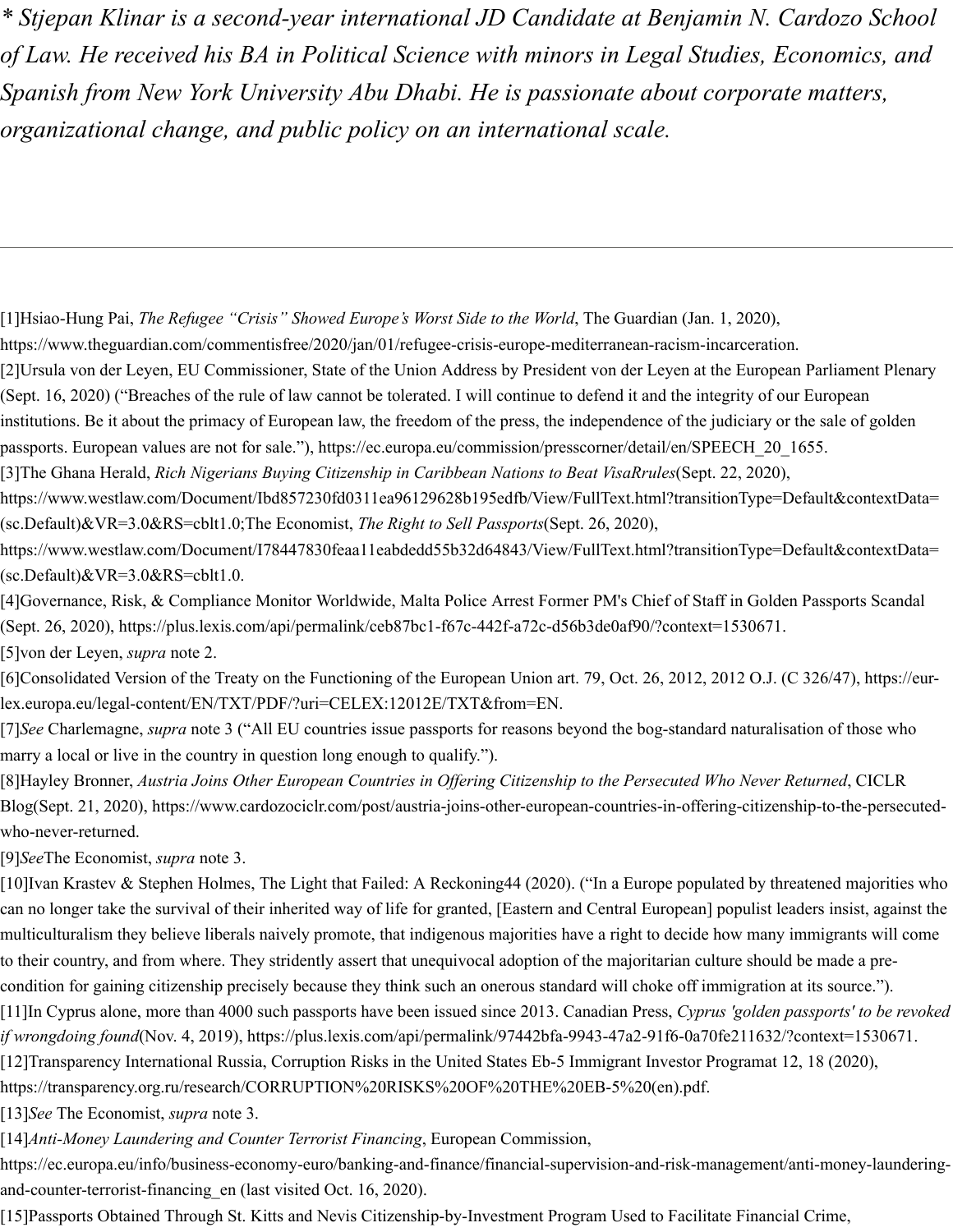*\* Stjepan Klinar is a second-year international JD Candidate at Benjamin N. Cardozo School of Law. He received his BA in Political Science with minors in Legal Studies, Economics, and Spanish from New York University Abu Dhabi. He is passionate about corporate matters, organizational change, and public policy on an international scale.*

---

[1]Hsiao-Hung Pai, *The Refugee "Crisis" Showed Europe's Worst Side to the World*, The Guardian (Jan. 1, 2020), https://www.theguardian.com/commentisfree/2020/jan/01/refugee-crisis-europe-mediterranean-racism-incarceration.

[2]Ursula von der Leyen, EU Commissioner, State of the Union Address by President von der Leyen at the European Parliament Plenary (Sept. 16, 2020) ("Breaches of the rule of law cannot be tolerated. I will continue to defend it and the integrity of our European institutions. Be it about the primacy of European law, the freedom of the press, the independence of the judiciary or the sale of golden passports. European values are not for sale."), https://ec.europa.eu/commission/presscorner/detail/en/SPEECH_20_1655.

[3]The Ghana Herald, *Rich Nigerians Buying Citizenship in Caribbean Nations to Beat VisaRrules*(Sept. 22, 2020), https://www.westlaw.com/Document/Ibd857230fd0311ea96129628b195edfb/View/FullText.html?transitionType=Default&contextData=(sc.Default)&VR=3.0&RS=cblt1.0;The Economist, *The Right to Sell Passports*(Sept. 26, 2020), https://www.westlaw.com/Document/I78447830feaa11eabdedd55b32d64843/View/FullText.html?transitionType=Default&contextData=(sc.Default)&VR=3.0&RS=cblt1.0.

[4]Governance, Risk, & Compliance Monitor Worldwide, Malta Police Arrest Former PM's Chief of Staff in Golden Passports Scandal (Sept. 26, 2020), https://plus.lexis.com/api/permalink/ceb87bc1-f67c-442f-a72c-d56b3de0af90/?context=1530671.

[5]von der Leyen, *supra* note 2.

[6]Consolidated Version of the Treaty on the Functioning of the European Union art. 79, Oct. 26, 2012, 2012 O.J. (C 326/47), https://eur-lex.europa.eu/legal-content/EN/TXT/PDF/?uri=CELEX:12012E/TXT&from=EN.

[7]*See* Charlemagne, *supra* note 3 ("All EU countries issue passports for reasons beyond the bog-standard naturalisation of those who marry a local or live in the country in question long enough to qualify.").

[8]Hayley Bronner, *Austria Joins Other European Countries in Offering Citizenship to the Persecuted Who Never Returned*, CICLR Blog(Sept. 21, 2020), https://www.cardozociclr.com/post/austria-joins-other-european-countries-in-offering-citizenship-to-the-persecuted-who-never-returned.

[9]*See*The Economist, *supra* note 3.

[10]Ivan Krastev & Stephen Holmes, The Light that Failed: A Reckoning44 (2020). ("In a Europe populated by threatened majorities who can no longer take the survival of their inherited way of life for granted, [Eastern and Central European] populist leaders insist, against the multiculturalism they believe liberals naively promote, that indigenous majorities have a right to decide how many immigrants will come to their country, and from where. They stridently assert that unequivocal adoption of the majoritarian culture should be made a pre-condition for gaining citizenship precisely because they think such an onerous standard will choke off immigration at its source.").

[11]In Cyprus alone, more than 4000 such passports have been issued since 2013. Canadian Press, *Cyprus 'golden passports' to be revoked if wrongdoing found*(Nov. 4, 2019), https://plus.lexis.com/api/permalink/97442bfa-9943-47a2-91f6-0a70fe211632/?context=1530671.

[12]Transparency International Russia, Corruption Risks in the United States Eb-5 Immigrant Investor Programat 12, 18 (2020), https://transparency.org.ru/research/CORRUPTION%20RISKS%20OF%20THE%20EB-5%20(en).pdf.

[13]*See* The Economist, *supra* note 3.

[14]*Anti-Money Laundering and Counter Terrorist Financing*, European Commission, https://ec.europa.eu/info/business-economy-euro/banking-and-finance/financial-supervision-and-risk-management/anti-money-laundering-and-counter-terrorist-financing_en (last visited Oct. 16, 2020).

[15]Passports Obtained Through St. Kitts and Nevis Citizenship-by-Investment Program Used to Facilitate Financial Crime,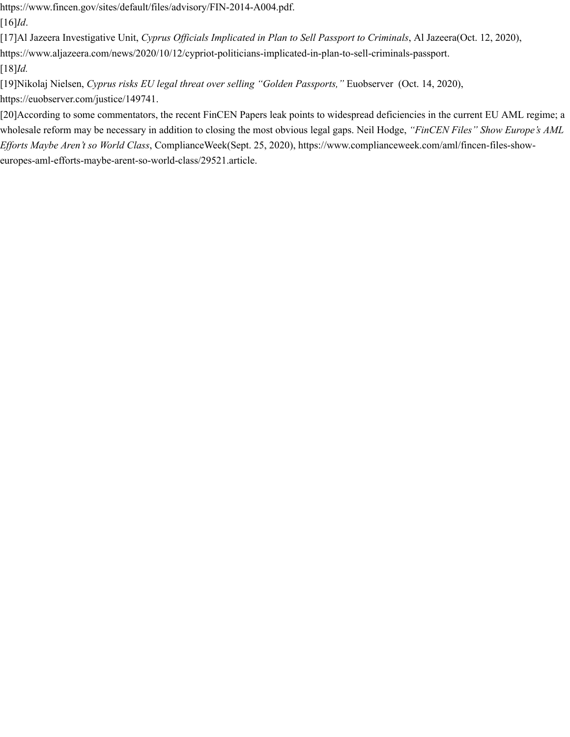https://www.fincen.gov/sites/default/files/advisory/FIN-2014-A004.pdf.

[16]*Id*.

[17]Al Jazeera Investigative Unit, *Cyprus Officials Implicated in Plan to Sell Passport to Criminals*, Al Jazeera(Oct. 12, 2020), https://www.aljazeera.com/news/2020/10/12/cypriot-politicians-implicated-in-plan-to-sell-criminals-passport.

[18]*Id.*

[19]Nikolaj Nielsen, *Cyprus risks EU legal threat over selling "Golden Passports,"* Euobserver (Oct. 14, 2020), https://euobserver.com/justice/149741.

[20]According to some commentators, the recent FinCEN Papers leak points to widespread deficiencies in the current EU AML regime; a wholesale reform may be necessary in addition to closing the most obvious legal gaps. Neil Hodge, *"FinCEN Files" Show Europe's AML Efforts Maybe Aren't so World Class*, ComplianceWeek(Sept. 25, 2020), https://www.complianceweek.com/aml/fincen-files-show-europes-aml-efforts-maybe-arent-so-world-class/29521.article.